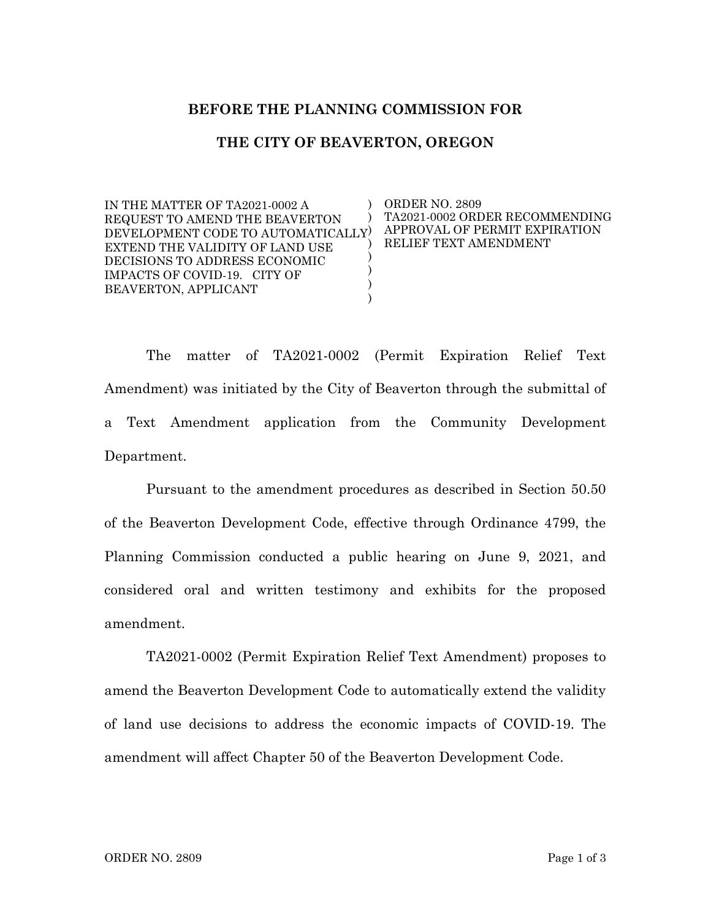**BEFORE THE PLANNING COMMISSION FOR**

**THE CITY OF BEAVERTON, OREGON**

| | | |
|---|---|---|
| IN THE MATTER OF TA2021-0002 A REQUEST TO AMEND THE BEAVERTON DEVELOPMENT CODE TO AUTOMATICALLY EXTEND THE VALIDITY OF LAND USE DECISIONS TO ADDRESS ECONOMIC IMPACTS OF COVID-19. CITY OF BEAVERTON, APPLICANT | ) ) ) ) ) ) ) ) | ORDER NO. 2809 TA2021-0002 ORDER RECOMMENDING APPROVAL OF PERMIT EXPIRATION RELIEF TEXT AMENDMENT |

The matter of TA2021-0002 (Permit Expiration Relief Text Amendment) was initiated by the City of Beaverton through the submittal of a Text Amendment application from the Community Development Department.

Pursuant to the amendment procedures as described in Section 50.50 of the Beaverton Development Code, effective through Ordinance 4799, the Planning Commission conducted a public hearing on June 9, 2021, and considered oral and written testimony and exhibits for the proposed amendment.

TA2021-0002 (Permit Expiration Relief Text Amendment) proposes to amend the Beaverton Development Code to automatically extend the validity of land use decisions to address the economic impacts of COVID-19. The amendment will affect Chapter 50 of the Beaverton Development Code.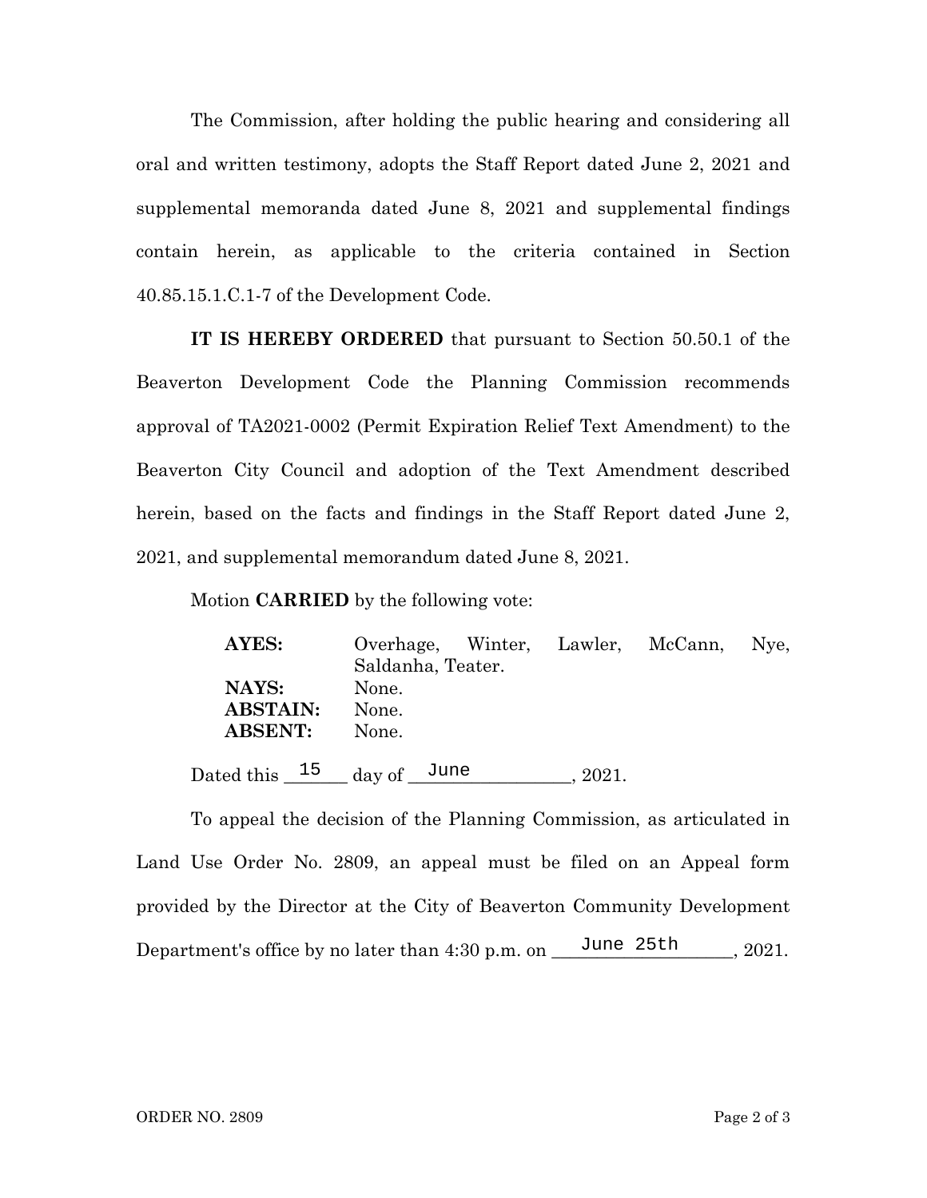The Commission, after holding the public hearing and considering all oral and written testimony, adopts the Staff Report dated June 2, 2021 and supplemental memoranda dated June 8, 2021 and supplemental findings contain herein, as applicable to the criteria contained in Section 40.85.15.1.C.1-7 of the Development Code.

**IT IS HEREBY ORDERED** that pursuant to Section 50.50.1 of the Beaverton Development Code the Planning Commission recommends approval of TA2021-0002 (Permit Expiration Relief Text Amendment) to the Beaverton City Council and adoption of the Text Amendment described herein, based on the facts and findings in the Staff Report dated June 2, 2021, and supplemental memorandum dated June 8, 2021.

Motion **CARRIED** by the following vote:

| | |
|---|---|
| **AYES:** | Overhage, Winter, Lawler, McCann, Nye, Saldanha, Teater. |
| **NAYS:** | None. |
| **ABSTAIN:** | None. |
| **ABSENT:** | None. |

Dated this 15 day of June, 2021.

To appeal the decision of the Planning Commission, as articulated in Land Use Order No. 2809, an appeal must be filed on an Appeal form provided by the Director at the City of Beaverton Community Development Department's office by no later than 4:30 p.m. on June 25th, 2021.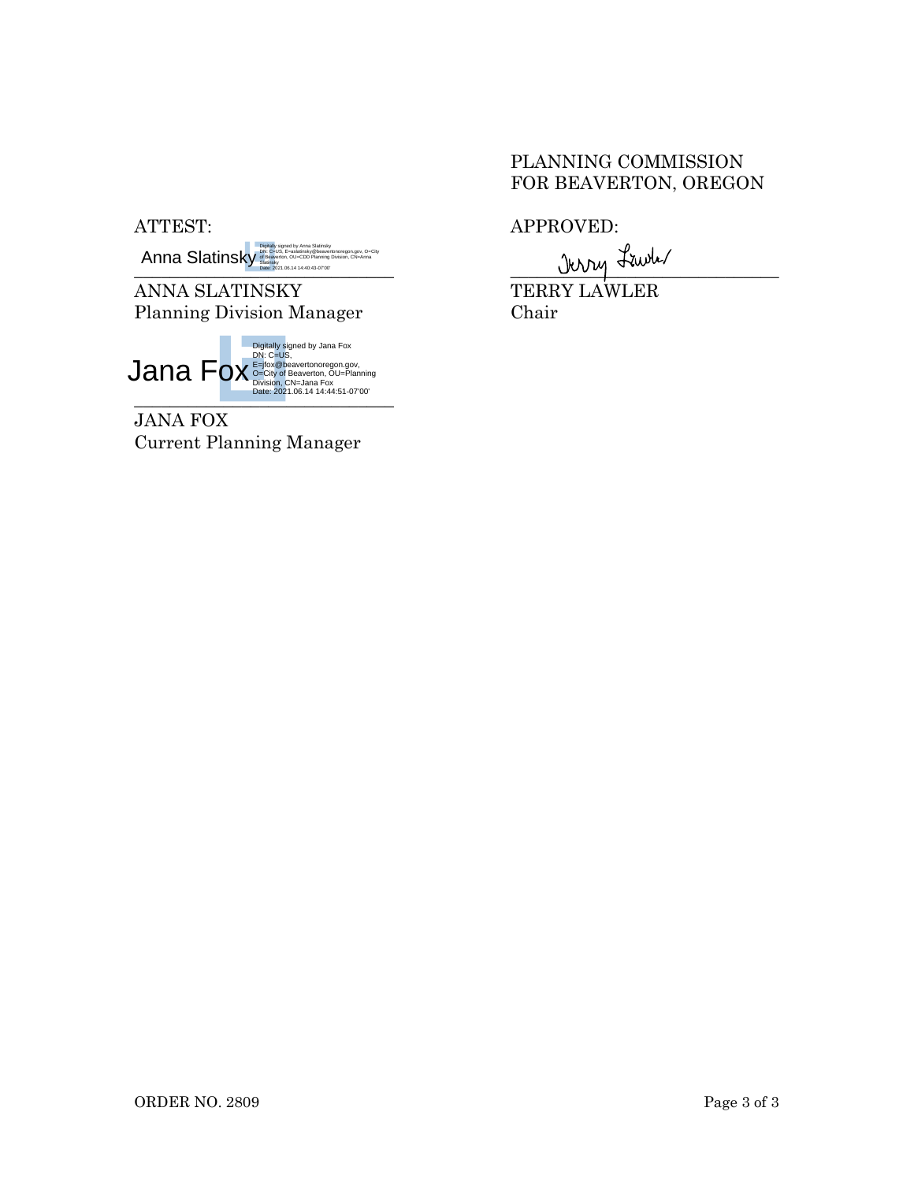PLANNING COMMISSION
FOR BEAVERTON, OREGON

ATTEST:

Anna Slatinsky Digitally signed by Anna Slatinsky DN: C=US, E=aslatinsky@beavertonoregon.gov, O=City of Beaverton, OU=CDD Planning Division, CN=Anna Slatinsky Date: 2021.06.14 14:40:43-07'00'

ANNA SLATINSKY
Planning Division Manager

Jana Fox Digitally signed by Jana Fox DN: C=US, E=jfox@beavertonoregon.gov, O=City of Beaverton, OU=Planning Division, CN=Jana Fox Date: 2021.06.14 14:44:51-07'00'

JANA FOX
Current Planning Manager

APPROVED:

Terry Lawler

TERRY LAWLER
Chair

ORDER NO. 2809